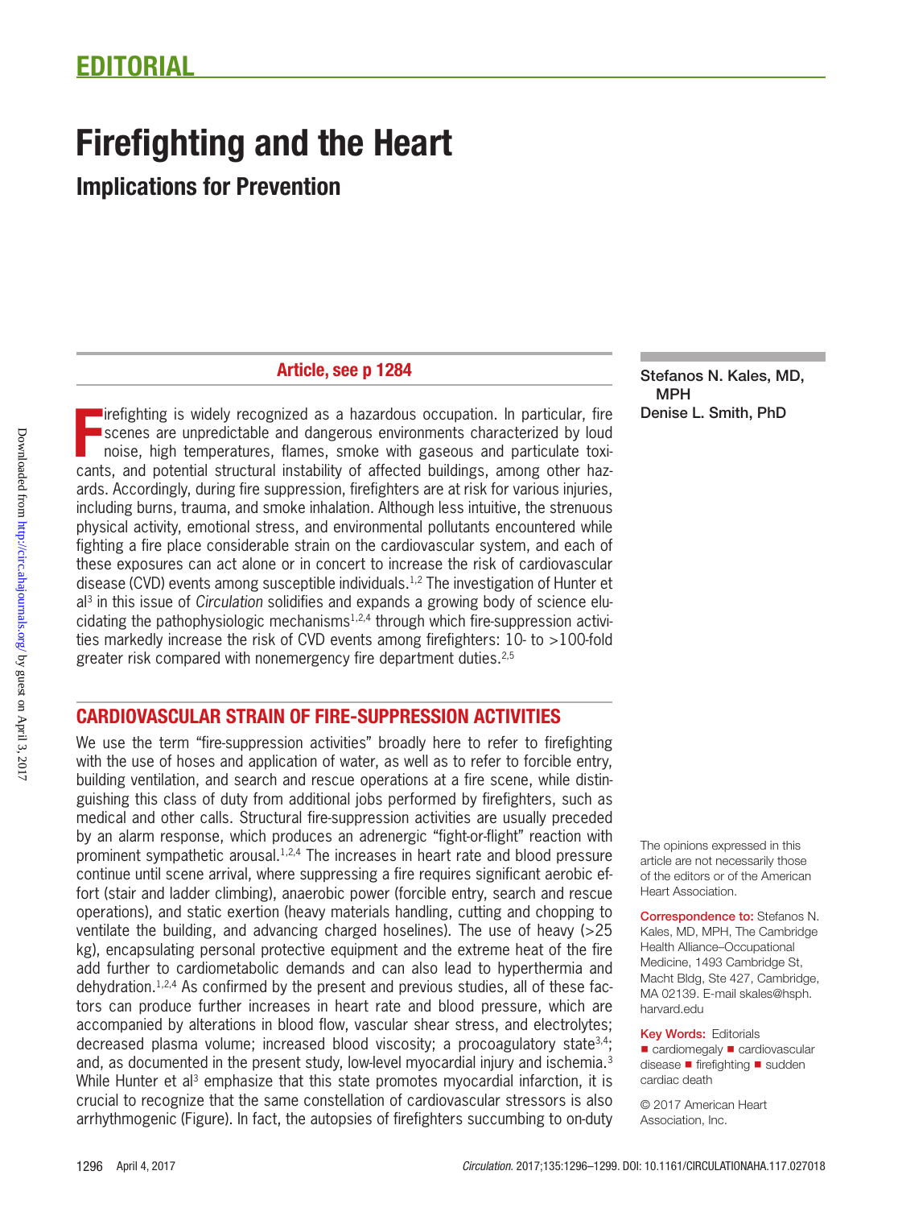# EDITORIAL

# Firefighting and the Heart

## Implications for Prevention

**Article, see p 1284**

Stefanos N. Kales, MD, MPH
Denise L. Smith, PhD

Firefighting is widely recognized as a hazardous occupation. In particular, fire scenes are unpredictable and dangerous environments characterized by loud noise, high temperatures, flames, smoke with gaseous and particulate toxicants, and potential structural instability of affected buildings, among other hazards. Accordingly, during fire suppression, firefighters are at risk for various injuries, including burns, trauma, and smoke inhalation. Although less intuitive, the strenuous physical activity, emotional stress, and environmental pollutants encountered while fighting a fire place considerable strain on the cardiovascular system, and each of these exposures can act alone or in concert to increase the risk of cardiovascular disease (CVD) events among susceptible individuals.[1,2] The investigation of Hunter et al[3] in this issue of *Circulation* solidifies and expands a growing body of science elucidating the pathophysiologic mechanisms[1,2,4] through which fire-suppression activities markedly increase the risk of CVD events among firefighters: 10- to >100-fold greater risk compared with nonemergency fire department duties.[2,5]

## CARDIOVASCULAR STRAIN OF FIRE-SUPPRESSION ACTIVITIES

We use the term "fire-suppression activities" broadly here to refer to firefighting with the use of hoses and application of water, as well as to refer to forcible entry, building ventilation, and search and rescue operations at a fire scene, while distinguishing this class of duty from additional jobs performed by firefighters, such as medical and other calls. Structural fire-suppression activities are usually preceded by an alarm response, which produces an adrenergic "fight-or-flight" reaction with prominent sympathetic arousal.[1,2,4] The increases in heart rate and blood pressure continue until scene arrival, where suppressing a fire requires significant aerobic effort (stair and ladder climbing), anaerobic power (forcible entry, search and rescue operations), and static exertion (heavy materials handling, cutting and chopping to ventilate the building, and advancing charged hoselines). The use of heavy (>25 kg), encapsulating personal protective equipment and the extreme heat of the fire add further to cardiometabolic demands and can also lead to hyperthermia and dehydration.[1,2,4] As confirmed by the present and previous studies, all of these factors can produce further increases in heart rate and blood pressure, which are accompanied by alterations in blood flow, vascular shear stress, and electrolytes; decreased plasma volume; increased blood viscosity; a procoagulatory state[3,4]; and, as documented in the present study, low-level myocardial injury and ischemia.[3] While Hunter et al[3] emphasize that this state promotes myocardial infarction, it is crucial to recognize that the same constellation of cardiovascular stressors is also arrhythmogenic (Figure). In fact, the autopsies of firefighters succumbing to on-duty

The opinions expressed in this article are not necessarily those of the editors or of the American Heart Association.

**Correspondence to:** Stefanos N. Kales, MD, MPH, The Cambridge Health Alliance–Occupational Medicine, 1493 Cambridge St, Macht Bldg, Ste 427, Cambridge, MA 02139. E-mail skales@hsph.harvard.edu

**Key Words:** Editorials ■ cardiomegaly ■ cardiovascular disease ■ firefighting ■ sudden cardiac death

© 2017 American Heart Association, Inc.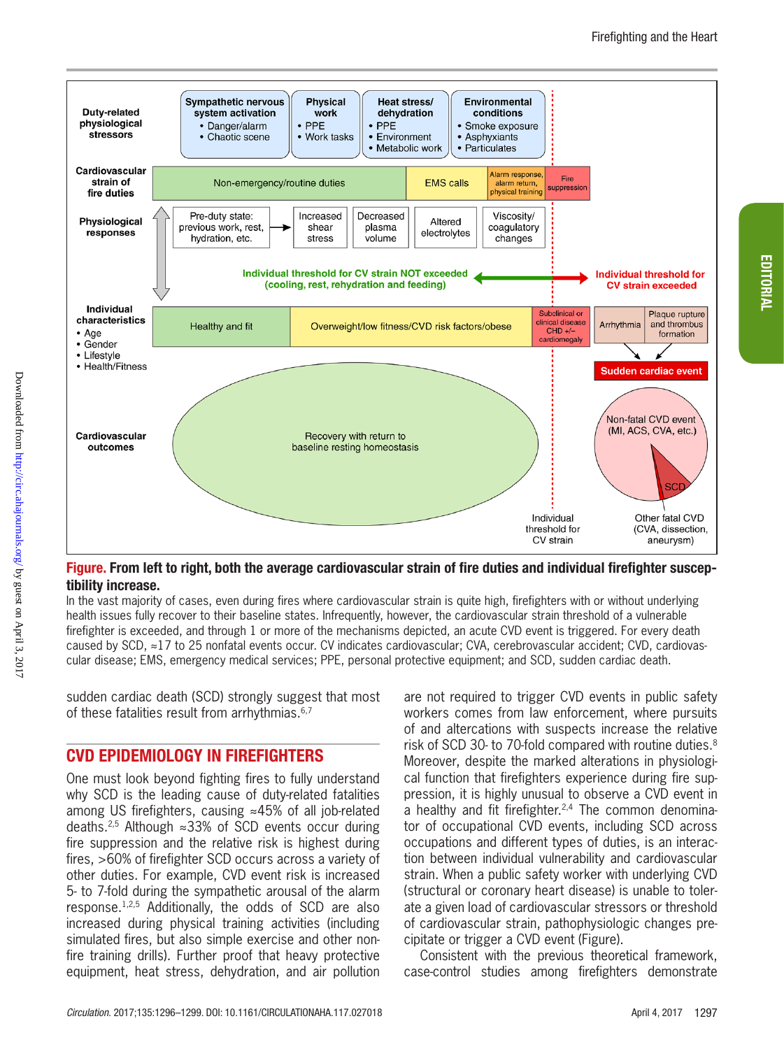**Figure.** **From left to right, both the average cardiovascular strain of fire duties and individual firefighter susceptibility increase.**

In the vast majority of cases, even during fires where cardiovascular strain is quite high, firefighters with or without underlying health issues fully recover to their baseline states. Infrequently, however, the cardiovascular strain threshold of a vulnerable firefighter is exceeded, and through 1 or more of the mechanisms depicted, an acute CVD event is triggered. For every death caused by SCD, ≈17 to 25 nonfatal events occur. CV indicates cardiovascular; CVA, cerebrovascular accident; CVD, cardiovascular disease; EMS, emergency medical services; PPE, personal protective equipment; and SCD, sudden cardiac death.

sudden cardiac death (SCD) strongly suggest that most of these fatalities result from arrhythmias.[6,7]

## CVD EPIDEMIOLOGY IN FIREFIGHTERS

One must look beyond fighting fires to fully understand why SCD is the leading cause of duty-related fatalities among US firefighters, causing ≈45% of all job-related deaths.[2,5] Although ≈33% of SCD events occur during fire suppression and the relative risk is highest during fires, >60% of firefighter SCD occurs across a variety of other duties. For example, CVD event risk is increased 5- to 7-fold during the sympathetic arousal of the alarm response.[1,2,5] Additionally, the odds of SCD are also increased during physical training activities (including simulated fires, but also simple exercise and other nonfire training drills). Further proof that heavy protective equipment, heat stress, dehydration, and air pollution are not required to trigger CVD events in public safety workers comes from law enforcement, where pursuits of and altercations with suspects increase the relative risk of SCD 30- to 70-fold compared with routine duties.[8] Moreover, despite the marked alterations in physiological function that firefighters experience during fire suppression, it is highly unusual to observe a CVD event in a healthy and fit firefighter.[2,4] The common denominator of occupational CVD events, including SCD across occupations and different types of duties, is an interaction between individual vulnerability and cardiovascular strain. When a public safety worker with underlying CVD (structural or coronary heart disease) is unable to tolerate a given load of cardiovascular stressors or threshold of cardiovascular strain, pathophysiologic changes precipitate or trigger a CVD event (Figure).

Consistent with the previous theoretical framework, case-control studies among firefighters demonstrate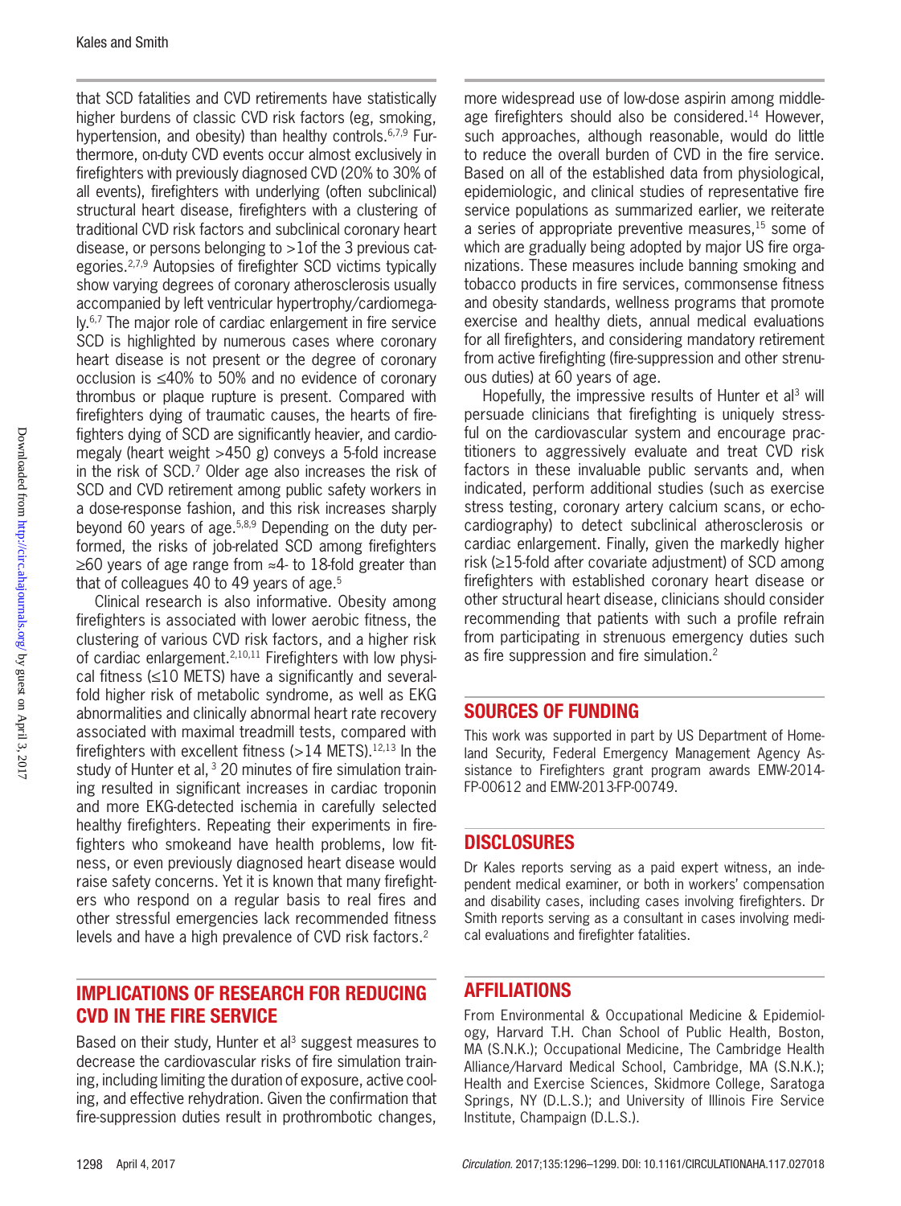that SCD fatalities and CVD retirements have statistically higher burdens of classic CVD risk factors (eg, smoking, hypertension, and obesity) than healthy controls.[6,7,9] Furthermore, on-duty CVD events occur almost exclusively in firefighters with previously diagnosed CVD (20% to 30% of all events), firefighters with underlying (often subclinical) structural heart disease, firefighters with a clustering of traditional CVD risk factors and subclinical coronary heart disease, or persons belonging to >1of the 3 previous categories.[2,7,9] Autopsies of firefighter SCD victims typically show varying degrees of coronary atherosclerosis usually accompanied by left ventricular hypertrophy/cardiomegaly.[6,7] The major role of cardiac enlargement in fire service SCD is highlighted by numerous cases where coronary heart disease is not present or the degree of coronary occlusion is ≤40% to 50% and no evidence of coronary thrombus or plaque rupture is present. Compared with firefighters dying of traumatic causes, the hearts of firefighters dying of SCD are significantly heavier, and cardiomegaly (heart weight >450 g) conveys a 5-fold increase in the risk of SCD.[7] Older age also increases the risk of SCD and CVD retirement among public safety workers in a dose-response fashion, and this risk increases sharply beyond 60 years of age.[5,8,9] Depending on the duty performed, the risks of job-related SCD among firefighters ≥60 years of age range from ≈4- to 18-fold greater than that of colleagues 40 to 49 years of age.[5]

Clinical research is also informative. Obesity among firefighters is associated with lower aerobic fitness, the clustering of various CVD risk factors, and a higher risk of cardiac enlargement.[2,10,11] Firefighters with low physical fitness (≤10 METS) have a significantly and several-fold higher risk of metabolic syndrome, as well as EKG abnormalities and clinically abnormal heart rate recovery associated with maximal treadmill tests, compared with firefighters with excellent fitness (>14 METS).[12,13] In the study of Hunter et al,[3] 20 minutes of fire simulation training resulted in significant increases in cardiac troponin and more EKG-detected ischemia in carefully selected healthy firefighters. Repeating their experiments in firefighters who smokeand have health problems, low fitness, or even previously diagnosed heart disease would raise safety concerns. Yet it is known that many firefighters who respond on a regular basis to real fires and other stressful emergencies lack recommended fitness levels and have a high prevalence of CVD risk factors.[2]

## IMPLICATIONS OF RESEARCH FOR REDUCING CVD IN THE FIRE SERVICE

Based on their study, Hunter et al[3] suggest measures to decrease the cardiovascular risks of fire simulation training, including limiting the duration of exposure, active cooling, and effective rehydration. Given the confirmation that fire-suppression duties result in prothrombotic changes, more widespread use of low-dose aspirin among middle-age firefighters should also be considered.[14] However, such approaches, although reasonable, would do little to reduce the overall burden of CVD in the fire service. Based on all of the established data from physiological, epidemiologic, and clinical studies of representative fire service populations as summarized earlier, we reiterate a series of appropriate preventive measures,[15] some of which are gradually being adopted by major US fire organizations. These measures include banning smoking and tobacco products in fire services, commonsense fitness and obesity standards, wellness programs that promote exercise and healthy diets, annual medical evaluations for all firefighters, and considering mandatory retirement from active firefighting (fire-suppression and other strenuous duties) at 60 years of age.

Hopefully, the impressive results of Hunter et al[3] will persuade clinicians that firefighting is uniquely stressful on the cardiovascular system and encourage practitioners to aggressively evaluate and treat CVD risk factors in these invaluable public servants and, when indicated, perform additional studies (such as exercise stress testing, coronary artery calcium scans, or echocardiography) to detect subclinical atherosclerosis or cardiac enlargement. Finally, given the markedly higher risk (≥15-fold after covariate adjustment) of SCD among firefighters with established coronary heart disease or other structural heart disease, clinicians should consider recommending that patients with such a profile refrain from participating in strenuous emergency duties such as fire suppression and fire simulation.[2]

## SOURCES OF FUNDING

This work was supported in part by US Department of Homeland Security, Federal Emergency Management Agency Assistance to Firefighters grant program awards EMW-2014-FP-00612 and EMW-2013-FP-00749.

## DISCLOSURES

Dr Kales reports serving as a paid expert witness, an independent medical examiner, or both in workers' compensation and disability cases, including cases involving firefighters. Dr Smith reports serving as a consultant in cases involving medical evaluations and firefighter fatalities.

## AFFILIATIONS

From Environmental & Occupational Medicine & Epidemiology, Harvard T.H. Chan School of Public Health, Boston, MA (S.N.K.); Occupational Medicine, The Cambridge Health Alliance/Harvard Medical School, Cambridge, MA (S.N.K.); Health and Exercise Sciences, Skidmore College, Saratoga Springs, NY (D.L.S.); and University of Illinois Fire Service Institute, Champaign (D.L.S.).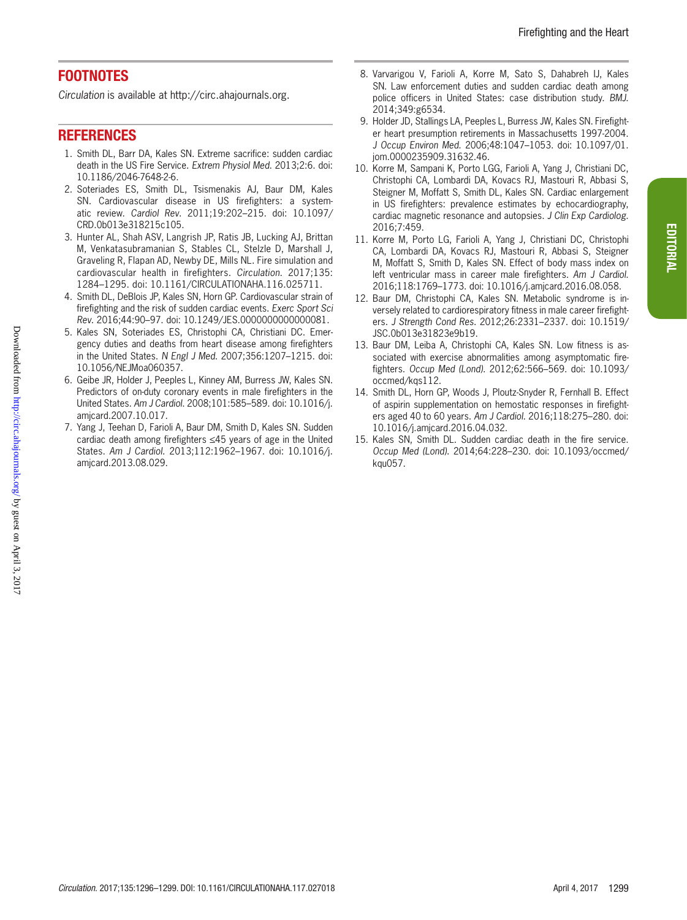## FOOTNOTES

*Circulation* is available at http://circ.ahajournals.org.

## REFERENCES

1. Smith DL, Barr DA, Kales SN. Extreme sacrifice: sudden cardiac death in the US Fire Service. *Extrem Physiol Med.* 2013;2:6. doi: 10.1186/2046-7648-2-6.
2. Soteriades ES, Smith DL, Tsismenakis AJ, Baur DM, Kales SN. Cardiovascular disease in US firefighters: a systematic review. *Cardiol Rev.* 2011;19:202–215. doi: 10.1097/CRD.0b013e318215c105.
3. Hunter AL, Shah ASV, Langrish JP, Ratis JB, Lucking AJ, Brittan M, Venkatasubramanian S, Stables CL, Stelzle D, Marshall J, Graveling R, Flapan AD, Newby DE, Mills NL. Fire simulation and cardiovascular health in firefighters. *Circulation.* 2017;135:1284–1295. doi: 10.1161/CIRCULATIONAHA.116.025711.
4. Smith DL, DeBlois JP, Kales SN, Horn GP. Cardiovascular strain of firefighting and the risk of sudden cardiac events. *Exerc Sport Sci Rev.* 2016;44:90–97. doi: 10.1249/JES.0000000000000081.
5. Kales SN, Soteriades ES, Christophi CA, Christiani DC. Emergency duties and deaths from heart disease among firefighters in the United States. *N Engl J Med.* 2007;356:1207–1215. doi: 10.1056/NEJMoa060357.
6. Geibe JR, Holder J, Peeples L, Kinney AM, Burress JW, Kales SN. Predictors of on-duty coronary events in male firefighters in the United States. *Am J Cardiol.* 2008;101:585–589. doi: 10.1016/j.amjcard.2007.10.017.
7. Yang J, Teehan D, Farioli A, Baur DM, Smith D, Kales SN. Sudden cardiac death among firefighters ≤45 years of age in the United States. *Am J Cardiol.* 2013;112:1962–1967. doi: 10.1016/j.amjcard.2013.08.029.
8. Varvarigou V, Farioli A, Korre M, Sato S, Dahabreh IJ, Kales SN. Law enforcement duties and sudden cardiac death among police officers in United States: case distribution study. *BMJ.* 2014;349:g6534.
9. Holder JD, Stallings LA, Peeples L, Burress JW, Kales SN. Firefighter heart presumption retirements in Massachusetts 1997-2004. *J Occup Environ Med.* 2006;48:1047–1053. doi: 10.1097/01.jom.0000235909.31632.46.
10. Korre M, Sampani K, Porto LGG, Farioli A, Yang J, Christiani DC, Christophi CA, Lombardi DA, Kovacs RJ, Mastouri R, Abbasi S, Steigner M, Moffatt S, Smith DL, Kales SN. Cardiac enlargement in US firefighters: prevalence estimates by echocardiography, cardiac magnetic resonance and autopsies. *J Clin Exp Cardiolog.* 2016;7:459.
11. Korre M, Porto LG, Farioli A, Yang J, Christiani DC, Christophi CA, Lombardi DA, Kovacs RJ, Mastouri R, Abbasi S, Steigner M, Moffatt S, Smith D, Kales SN. Effect of body mass index on left ventricular mass in career male firefighters. *Am J Cardiol.* 2016;118:1769–1773. doi: 10.1016/j.amjcard.2016.08.058.
12. Baur DM, Christophi CA, Kales SN. Metabolic syndrome is inversely related to cardiorespiratory fitness in male career firefighters. *J Strength Cond Res.* 2012;26:2331–2337. doi: 10.1519/JSC.0b013e31823e9b19.
13. Baur DM, Leiba A, Christophi CA, Kales SN. Low fitness is associated with exercise abnormalities among asymptomatic firefighters. *Occup Med (Lond).* 2012;62:566–569. doi: 10.1093/occmed/kqs112.
14. Smith DL, Horn GP, Woods J, Ploutz-Snyder R, Fernhall B. Effect of aspirin supplementation on hemostatic responses in firefighters aged 40 to 60 years. *Am J Cardiol.* 2016;118:275–280. doi: 10.1016/j.amjcard.2016.04.032.
15. Kales SN, Smith DL. Sudden cardiac death in the fire service. *Occup Med (Lond).* 2014;64:228–230. doi: 10.1093/occmed/kqu057.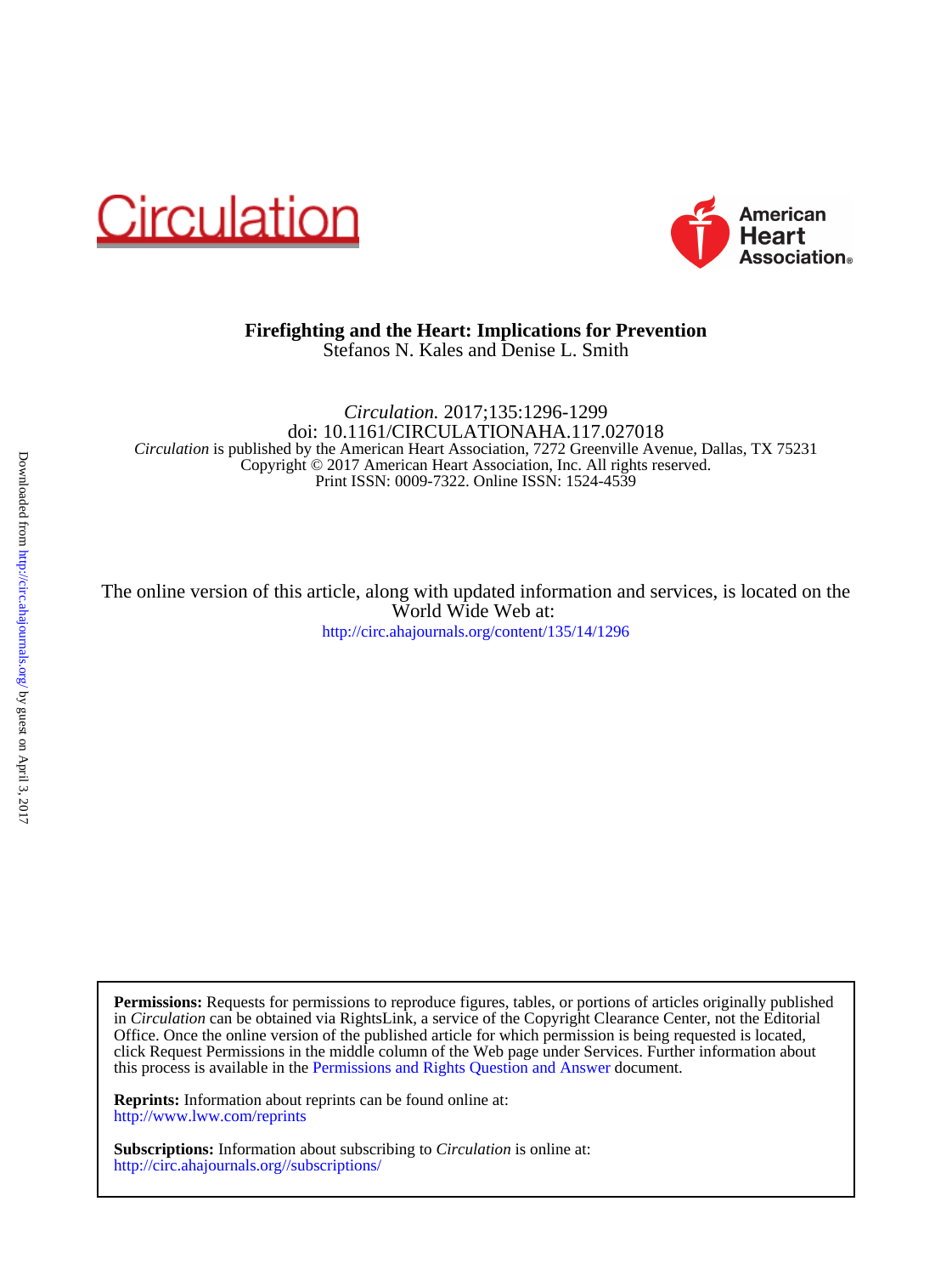Circulation

American Heart Association®

**Firefighting and the Heart: Implications for Prevention**
Stefanos N. Kales and Denise L. Smith

*Circulation.* 2017;135:1296-1299
doi: 10.1161/CIRCULATIONAHA.117.027018
*Circulation* is published by the American Heart Association, 7272 Greenville Avenue, Dallas, TX 75231
Copyright © 2017 American Heart Association, Inc. All rights reserved.
Print ISSN: 0009-7322. Online ISSN: 1524-4539

The online version of this article, along with updated information and services, is located on the World Wide Web at:
http://circ.ahajournals.org/content/135/14/1296

Downloaded from http://circ.ahajournals.org/ by guest on April 3, 2017

**Permissions:** Requests for permissions to reproduce figures, tables, or portions of articles originally published in *Circulation* can be obtained via RightsLink, a service of the Copyright Clearance Center, not the Editorial Office. Once the online version of the published article for which permission is being requested is located, click Request Permissions in the middle column of the Web page under Services. Further information about this process is available in the Permissions and Rights Question and Answer document.

**Reprints:** Information about reprints can be found online at:
http://www.lww.com/reprints

**Subscriptions:** Information about subscribing to *Circulation* is online at:
http://circ.ahajournals.org//subscriptions/